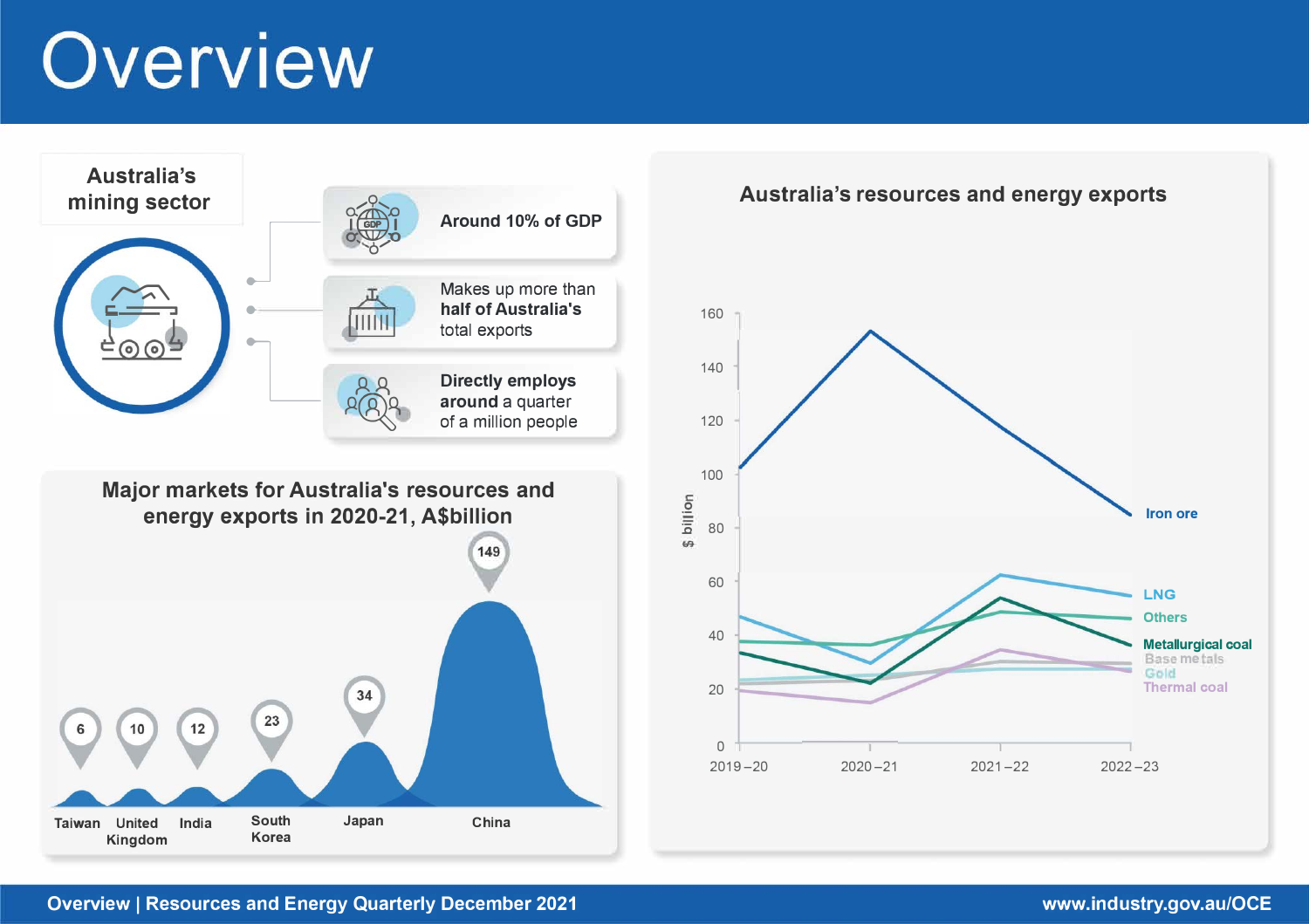# Overview

## Australia's mining sector

- Around 10% of GDP
- Makes up more than **half of Australia's** total exports
- **Directly employs around** a quarter of a million people

## Major markets for Australia's resources and energy exports in 2020-21, A$billion

Taiwan 6
United Kingdom 10
India 12
South Korea 23
Japan 34
China 149

## Australia's resources and energy exports

$ billion

0
20
40
60
80
100
120
140
160

2019–20
2020–21
2021–22
2022–23

Iron ore
LNG
Others
Metallurgical coal
Base metals
Gold
Thermal coal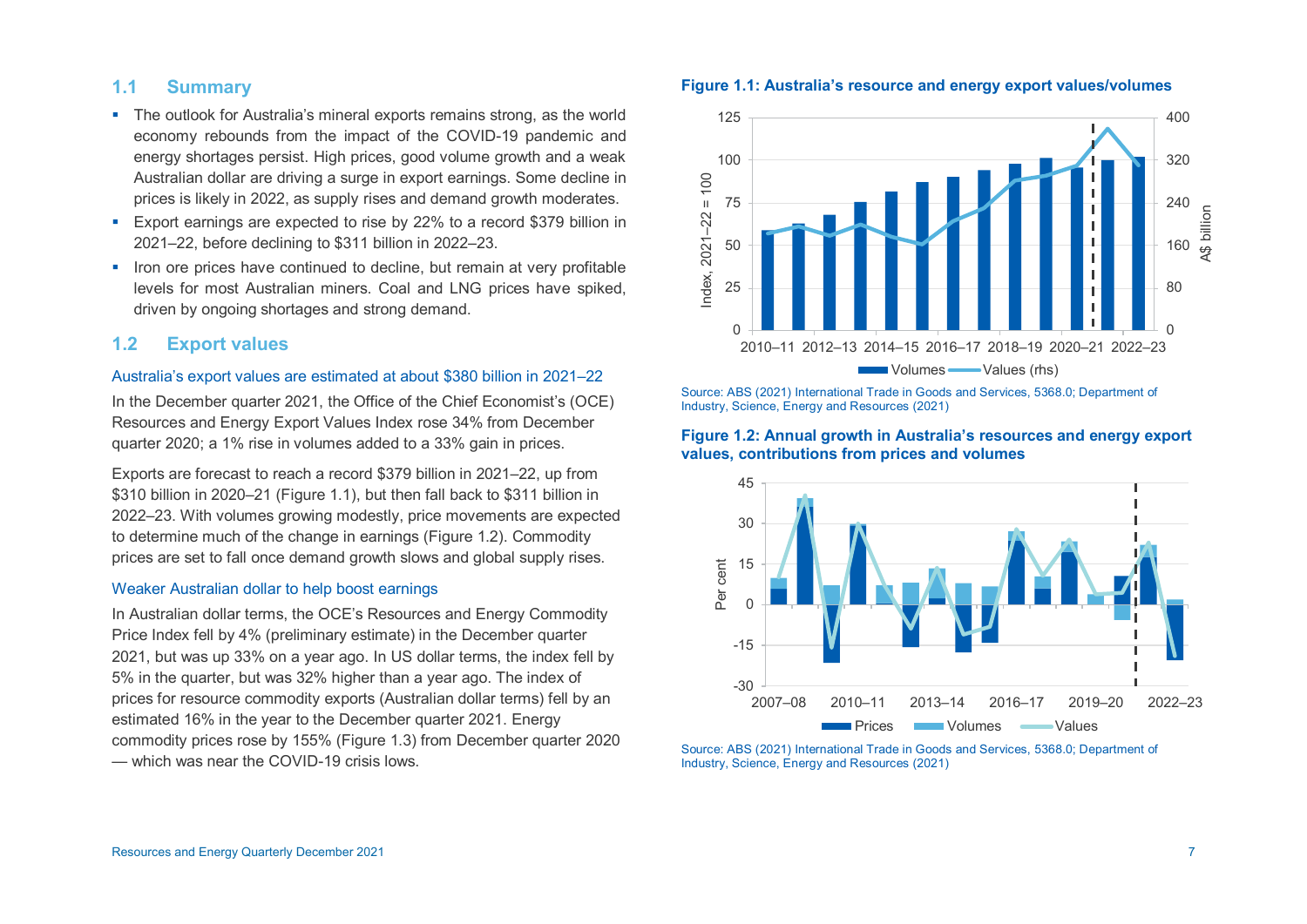## 1.1 Summary

- The outlook for Australia's mineral exports remains strong, as the world economy rebounds from the impact of the COVID-19 pandemic and energy shortages persist. High prices, good volume growth and a weak Australian dollar are driving a surge in export earnings. Some decline in prices is likely in 2022, as supply rises and demand growth moderates.
- Export earnings are expected to rise by 22% to a record $379 billion in 2021–22, before declining to $311 billion in 2022–23.
- Iron ore prices have continued to decline, but remain at very profitable levels for most Australian miners. Coal and LNG prices have spiked, driven by ongoing shortages and strong demand.

## 1.2 Export values

### Australia's export values are estimated at about $380 billion in 2021–22

In the December quarter 2021, the Office of the Chief Economist's (OCE) Resources and Energy Export Values Index rose 34% from December quarter 2020; a 1% rise in volumes added to a 33% gain in prices.

Exports are forecast to reach a record $379 billion in 2021–22, up from $310 billion in 2020–21 (Figure 1.1), but then fall back to $311 billion in 2022–23. With volumes growing modestly, price movements are expected to determine much of the change in earnings (Figure 1.2). Commodity prices are set to fall once demand growth slows and global supply rises.

### Weaker Australian dollar to help boost earnings

In Australian dollar terms, the OCE's Resources and Energy Commodity Price Index fell by 4% (preliminary estimate) in the December quarter 2021, but was up 33% on a year ago. In US dollar terms, the index fell by 5% in the quarter, but was 32% higher than a year ago. The index of prices for resource commodity exports (Australian dollar terms) fell by an estimated 16% in the year to the December quarter 2021. Energy commodity prices rose by 155% (Figure 1.3) from December quarter 2020 — which was near the COVID-19 crisis lows.

**Figure 1.1: Australia's resource and energy export values/volumes**

Index, 2021–22 = 100
125
100
75
50
25
0
A$ billion
400
320
240
160
80
0
2010–11 2012–13 2014–15 2016–17 2018–19 2020–21 2022–23
Volumes Values (rhs)

Source: ABS (2021) International Trade in Goods and Services, 5368.0; Department of Industry, Science, Energy and Resources (2021)

**Figure 1.2: Annual growth in Australia's resources and energy export values, contributions from prices and volumes**

Per cent
45
30
15
0
-15
-30
2007–08 2010–11 2013–14 2016–17 2019–20 2022–23
Prices Volumes Values

Source: ABS (2021) International Trade in Goods and Services, 5368.0; Department of Industry, Science, Energy and Resources (2021)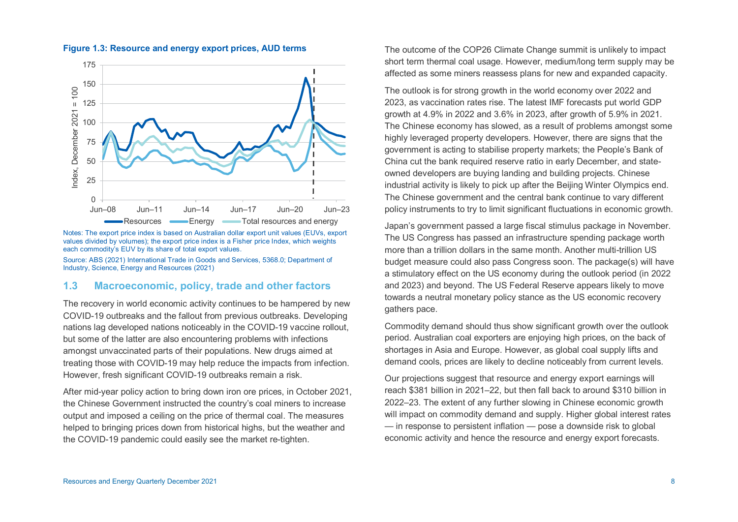**Figure 1.3: Resource and energy export prices, AUD terms**

Index, December 2021 = 100

175
150
125
100
75
50
25
0

Jun–08 Jun–11 Jun–14 Jun–17 Jun–20 Jun–23

Resources Energy Total resources and energy

Notes: The export price index is based on Australian dollar export unit values (EUVs, export values divided by volumes); the export price index is a Fisher price Index, which weights each commodity's EUV by its share of total export values.

Source: ABS (2021) International Trade in Goods and Services, 5368.0; Department of Industry, Science, Energy and Resources (2021)

## 1.3 Macroeconomic, policy, trade and other factors

The recovery in world economic activity continues to be hampered by new COVID-19 outbreaks and the fallout from previous outbreaks. Developing nations lag developed nations noticeably in the COVID-19 vaccine rollout, but some of the latter are also encountering problems with infections amongst unvaccinated parts of their populations. New drugs aimed at treating those with COVID-19 may help reduce the impacts from infection. However, fresh significant COVID-19 outbreaks remain a risk.

After mid-year policy action to bring down iron ore prices, in October 2021, the Chinese Government instructed the country's coal miners to increase output and imposed a ceiling on the price of thermal coal. The measures helped to bringing prices down from historical highs, but the weather and the COVID-19 pandemic could easily see the market re-tighten.

The outcome of the COP26 Climate Change summit is unlikely to impact short term thermal coal usage. However, medium/long term supply may be affected as some miners reassess plans for new and expanded capacity.

The outlook is for strong growth in the world economy over 2022 and 2023, as vaccination rates rise. The latest IMF forecasts put world GDP growth at 4.9% in 2022 and 3.6% in 2023, after growth of 5.9% in 2021. The Chinese economy has slowed, as a result of problems amongst some highly leveraged property developers. However, there are signs that the government is acting to stabilise property markets; the People's Bank of China cut the bank required reserve ratio in early December, and state-owned developers are buying landing and building projects. Chinese industrial activity is likely to pick up after the Beijing Winter Olympics end. The Chinese government and the central bank continue to vary different policy instruments to try to limit significant fluctuations in economic growth.

Japan's government passed a large fiscal stimulus package in November. The US Congress has passed an infrastructure spending package worth more than a trillion dollars in the same month. Another multi-trillion US budget measure could also pass Congress soon. The package(s) will have a stimulatory effect on the US economy during the outlook period (in 2022 and 2023) and beyond. The US Federal Reserve appears likely to move towards a neutral monetary policy stance as the US economic recovery gathers pace.

Commodity demand should thus show significant growth over the outlook period. Australian coal exporters are enjoying high prices, on the back of shortages in Asia and Europe. However, as global coal supply lifts and demand cools, prices are likely to decline noticeably from current levels.

Our projections suggest that resource and energy export earnings will reach $381 billion in 2021–22, but then fall back to around $310 billion in 2022–23. The extent of any further slowing in Chinese economic growth will impact on commodity demand and supply. Higher global interest rates — in response to persistent inflation — pose a downside risk to global economic activity and hence the resource and energy export forecasts.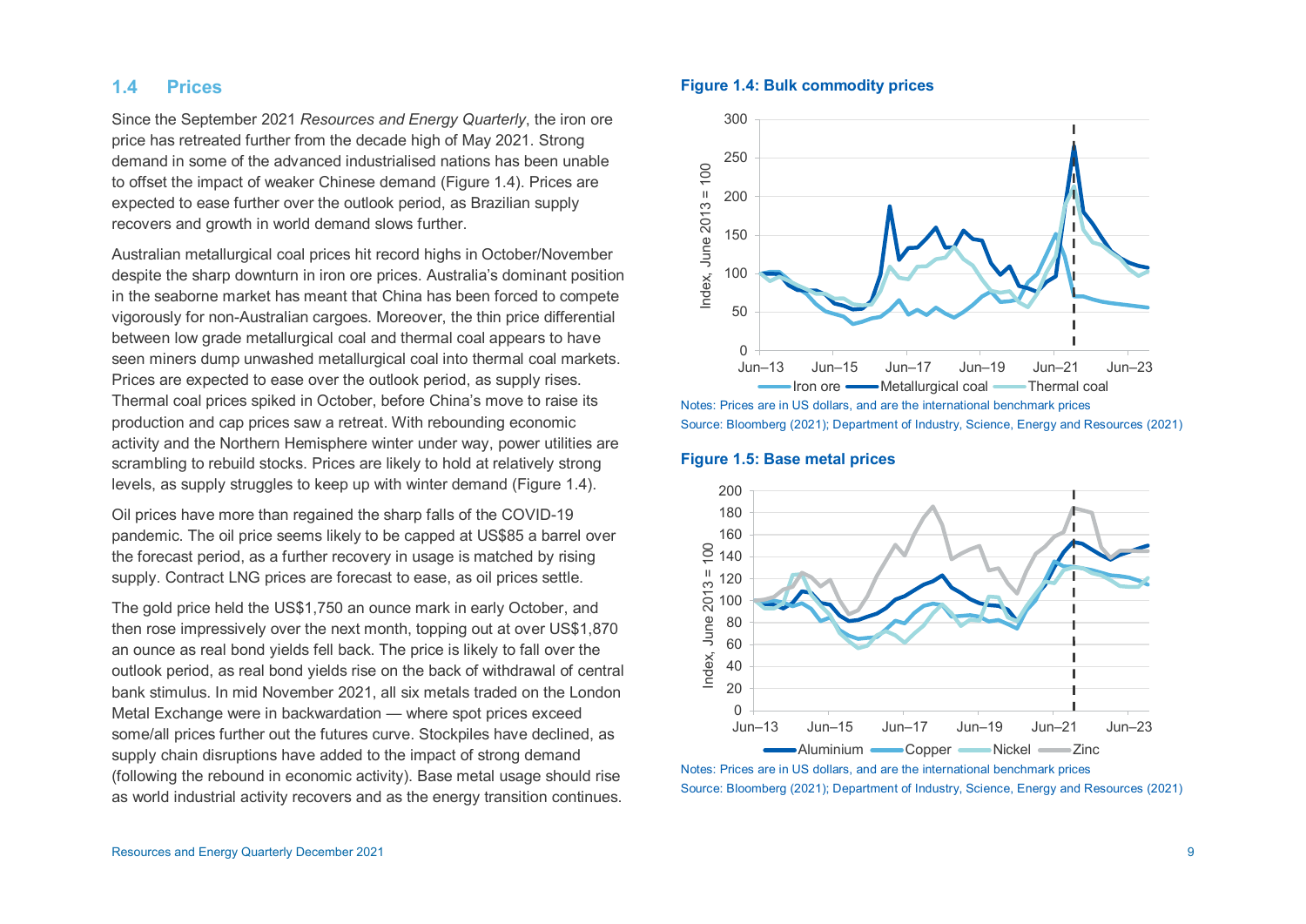## 1.4 Prices

Since the September 2021 *Resources and Energy Quarterly*, the iron ore price has retreated further from the decade high of May 2021. Strong demand in some of the advanced industrialised nations has been unable to offset the impact of weaker Chinese demand (Figure 1.4). Prices are expected to ease further over the outlook period, as Brazilian supply recovers and growth in world demand slows further.

Australian metallurgical coal prices hit record highs in October/November despite the sharp downturn in iron ore prices. Australia's dominant position in the seaborne market has meant that China has been forced to compete vigorously for non-Australian cargoes. Moreover, the thin price differential between low grade metallurgical coal and thermal coal appears to have seen miners dump unwashed metallurgical coal into thermal coal markets. Prices are expected to ease over the outlook period, as supply rises. Thermal coal prices spiked in October, before China's move to raise its production and cap prices saw a retreat. With rebounding economic activity and the Northern Hemisphere winter under way, power utilities are scrambling to rebuild stocks. Prices are likely to hold at relatively strong levels, as supply struggles to keep up with winter demand (Figure 1.4).

Oil prices have more than regained the sharp falls of the COVID-19 pandemic. The oil price seems likely to be capped at US$85 a barrel over the forecast period, as a further recovery in usage is matched by rising supply. Contract LNG prices are forecast to ease, as oil prices settle.

The gold price held the US$1,750 an ounce mark in early October, and then rose impressively over the next month, topping out at over US$1,870 an ounce as real bond yields fell back. The price is likely to fall over the outlook period, as real bond yields rise on the back of withdrawal of central bank stimulus. In mid November 2021, all six metals traded on the London Metal Exchange were in backwardation — where spot prices exceed some/all prices further out the futures curve. Stockpiles have declined, as supply chain disruptions have added to the impact of strong demand (following the rebound in economic activity). Base metal usage should rise as world industrial activity recovers and as the energy transition continues.

**Figure 1.4: Bulk commodity prices**

Index, June 2013 = 100

300
250
200
150
100
50
0

Jun–13 Jun–15 Jun–17 Jun–19 Jun–21 Jun–23

Iron ore — Metallurgical coal — Thermal coal

Notes: Prices are in US dollars, and are the international benchmark prices
Source: Bloomberg (2021); Department of Industry, Science, Energy and Resources (2021)

**Figure 1.5: Base metal prices**

Index, June 2013 = 100

200
180
160
140
120
100
80
60
40
20
0

Jun–13 Jun–15 Jun–17 Jun–19 Jun–21 Jun–23

Aluminium — Copper — Nickel — Zinc

Notes: Prices are in US dollars, and are the international benchmark prices
Source: Bloomberg (2021); Department of Industry, Science, Energy and Resources (2021)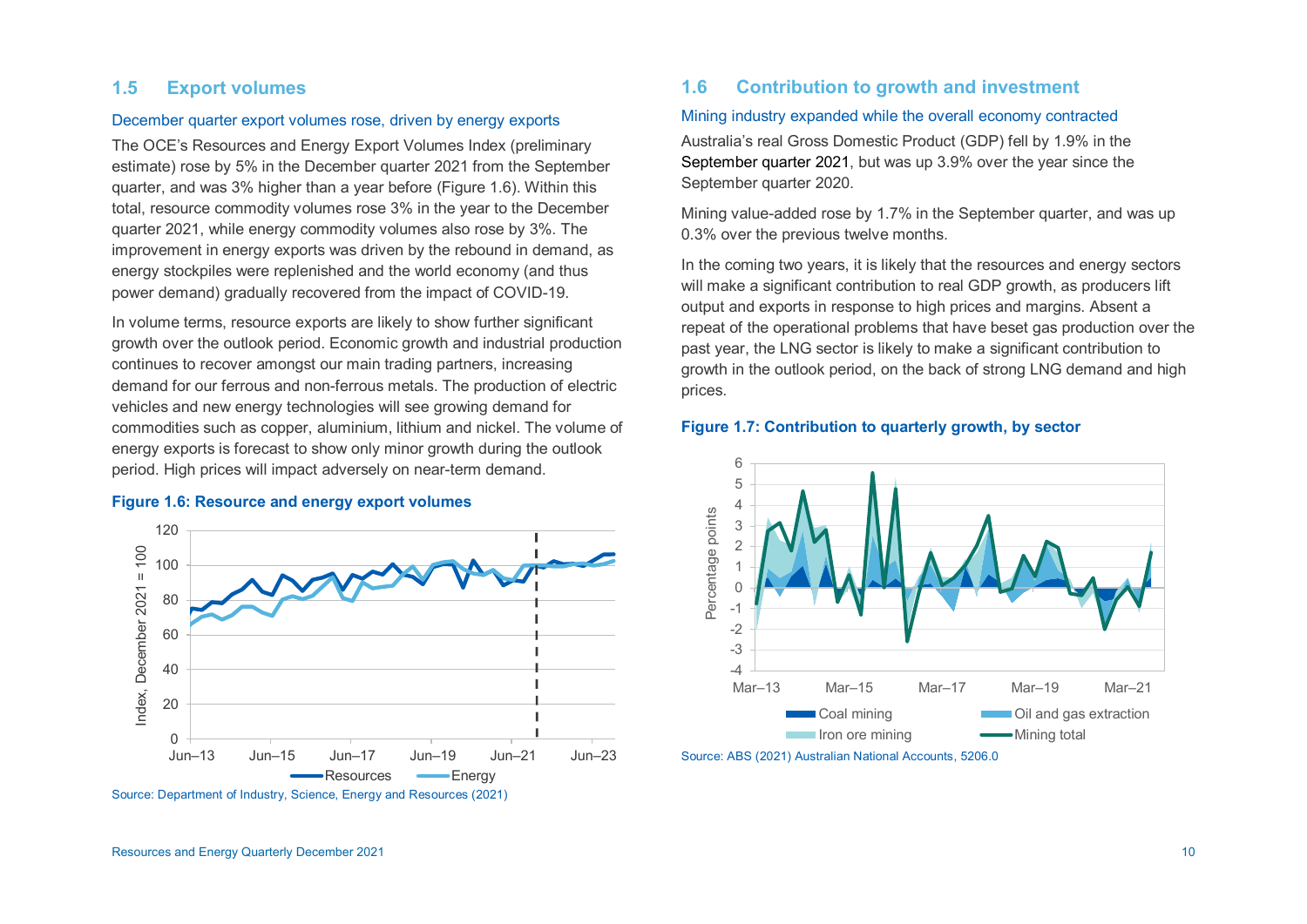## 1.5 Export volumes

### December quarter export volumes rose, driven by energy exports

The OCE's Resources and Energy Export Volumes Index (preliminary estimate) rose by 5% in the December quarter 2021 from the September quarter, and was 3% higher than a year before (Figure 1.6). Within this total, resource commodity volumes rose 3% in the year to the December quarter 2021, while energy commodity volumes also rose by 3%. The improvement in energy exports was driven by the rebound in demand, as energy stockpiles were replenished and the world economy (and thus power demand) gradually recovered from the impact of COVID-19.

In volume terms, resource exports are likely to show further significant growth over the outlook period. Economic growth and industrial production continues to recover amongst our main trading partners, increasing demand for our ferrous and non-ferrous metals. The production of electric vehicles and new energy technologies will see growing demand for commodities such as copper, aluminium, lithium and nickel. The volume of energy exports is forecast to show only minor growth during the outlook period. High prices will impact adversely on near-term demand.

**Figure 1.6: Resource and energy export volumes**

Index, December 2021 = 100
120
100
80
60
40
20
0
Jun–13 Jun–15 Jun–17 Jun–19 Jun–21 Jun–23
Resources Energy

Source: Department of Industry, Science, Energy and Resources (2021)

## 1.6 Contribution to growth and investment

### Mining industry expanded while the overall economy contracted

Australia's real Gross Domestic Product (GDP) fell by 1.9% in the September quarter 2021, but was up 3.9% over the year since the September quarter 2020.

Mining value-added rose by 1.7% in the September quarter, and was up 0.3% over the previous twelve months.

In the coming two years, it is likely that the resources and energy sectors will make a significant contribution to real GDP growth, as producers lift output and exports in response to high prices and margins. Absent a repeat of the operational problems that have beset gas production over the past year, the LNG sector is likely to make a significant contribution to growth in the outlook period, on the back of strong LNG demand and high prices.

**Figure 1.7: Contribution to quarterly growth, by sector**

Percentage points
6
5
4
3
2
1
0
-1
-2
-3
-4
Mar–13 Mar–15 Mar–17 Mar–19 Mar–21
Coal mining Oil and gas extraction
Iron ore mining Mining total

Source: ABS (2021) Australian National Accounts, 5206.0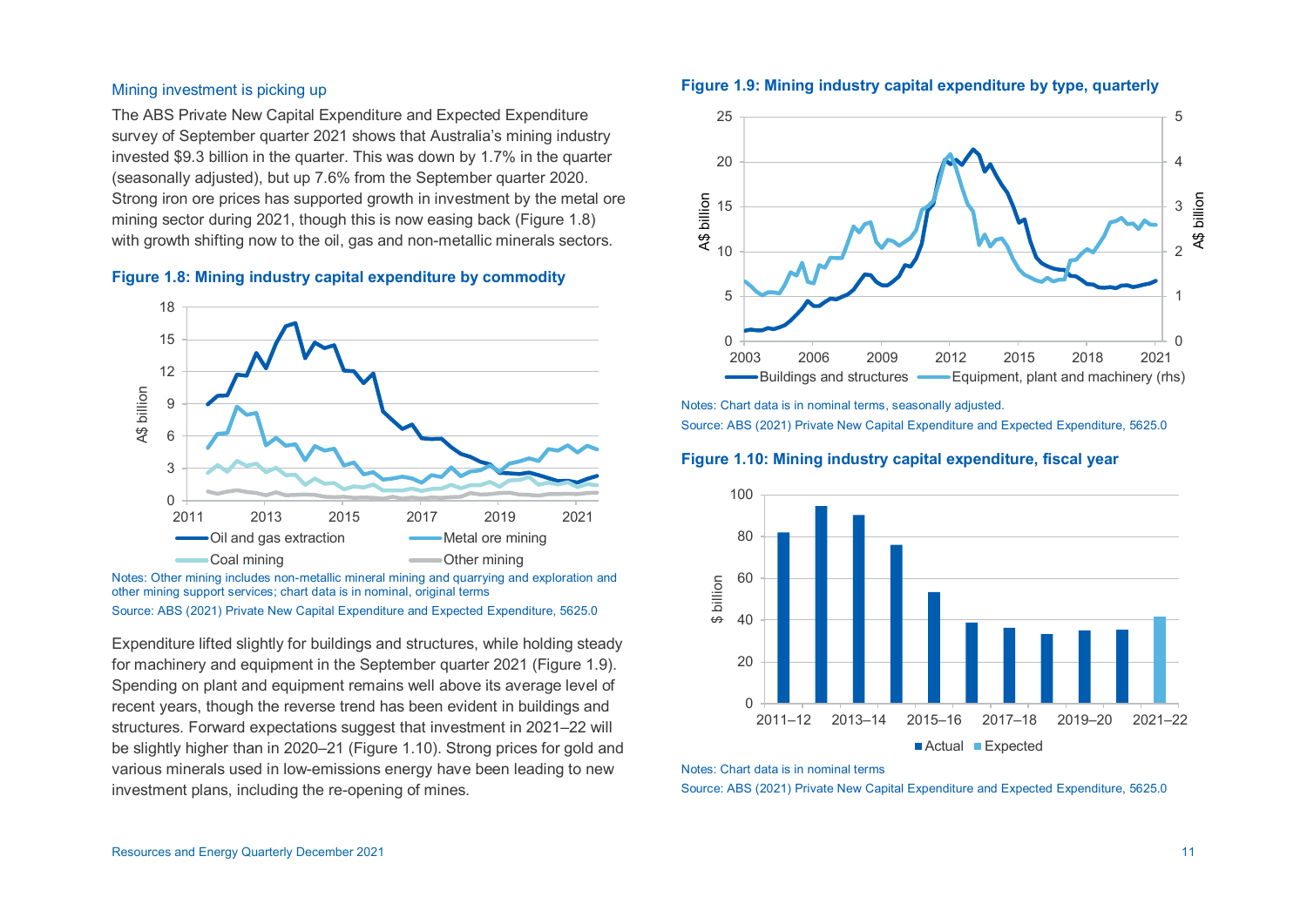## Mining investment is picking up

The ABS Private New Capital Expenditure and Expected Expenditure survey of September quarter 2021 shows that Australia's mining industry invested $9.3 billion in the quarter. This was down by 1.7% in the quarter (seasonally adjusted), but up 7.6% from the September quarter 2020. Strong iron ore prices has supported growth in investment by the metal ore mining sector during 2021, though this is now easing back (Figure 1.8) with growth shifting now to the oil, gas and non-metallic minerals sectors.

**Figure 1.8: Mining industry capital expenditure by commodity**

A$ billion
18
15
12
9
6
3
0
2011
2013
2015
2017
2019
2021

Oil and gas extraction
Metal ore mining
Coal mining
Other mining

Notes: Other mining includes non-metallic mineral mining and quarrying and exploration and other mining support services; chart data is in nominal, original terms

Source: ABS (2021) Private New Capital Expenditure and Expected Expenditure, 5625.0

Expenditure lifted slightly for buildings and structures, while holding steady for machinery and equipment in the September quarter 2021 (Figure 1.9). Spending on plant and equipment remains well above its average level of recent years, though the reverse trend has been evident in buildings and structures. Forward expectations suggest that investment in 2021–22 will be slightly higher than in 2020–21 (Figure 1.10). Strong prices for gold and various minerals used in low-emissions energy have been leading to new investment plans, including the re-opening of mines.

**Figure 1.9: Mining industry capital expenditure by type, quarterly**

A$ billion
25
20
15
10
5
0
2003
2006
2009
2012
2015
2018
2021

A$ billion
5
4
3
2
1
0

Buildings and structures
Equipment, plant and machinery (rhs)

Notes: Chart data is in nominal terms, seasonally adjusted.

Source: ABS (2021) Private New Capital Expenditure and Expected Expenditure, 5625.0

**Figure 1.10: Mining industry capital expenditure, fiscal year**

$ billion
100
80
60
40
20
0
2011–12
2013–14
2015–16
2017–18
2019–20
2021–22

Actual
Expected

Notes: Chart data is in nominal terms

Source: ABS (2021) Private New Capital Expenditure and Expected Expenditure, 5625.0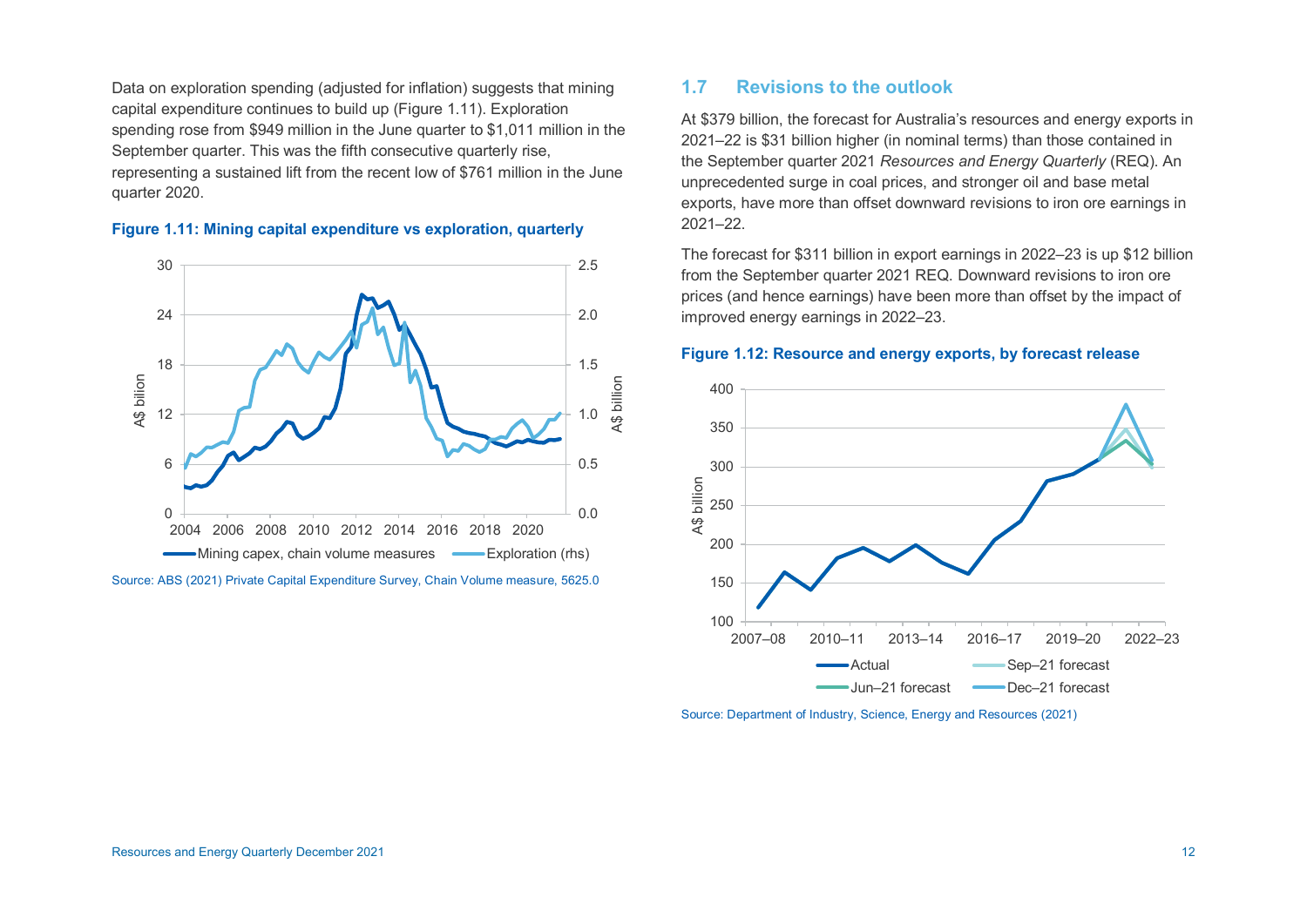Data on exploration spending (adjusted for inflation) suggests that mining capital expenditure continues to build up (Figure 1.11). Exploration spending rose from $949 million in the June quarter to $1,011 million in the September quarter. This was the fifth consecutive quarterly rise, representing a sustained lift from the recent low of $761 million in the June quarter 2020.

**Figure 1.11: Mining capital expenditure vs exploration, quarterly**

30
24
18
12
6
0
A$ bilion
2.5
2.0
1.5
1.0
0.5
0.0
A$ billion
2004 2006 2008 2010 2012 2014 2016 2018 2020
Mining capex, chain volume measures
Exploration (rhs)

Source: ABS (2021) Private Capital Expenditure Survey, Chain Volume measure, 5625.0

## 1.7 Revisions to the outlook

At $379 billion, the forecast for Australia's resources and energy exports in 2021–22 is $31 billion higher (in nominal terms) than those contained in the September quarter 2021 *Resources and Energy Quarterly* (REQ). An unprecedented surge in coal prices, and stronger oil and base metal exports, have more than offset downward revisions to iron ore earnings in 2021–22.

The forecast for $311 billion in export earnings in 2022–23 is up $12 billion from the September quarter 2021 REQ. Downward revisions to iron ore prices (and hence earnings) have been more than offset by the impact of improved energy earnings in 2022–23.

**Figure 1.12: Resource and energy exports, by forecast release**

400
350
300
250
200
150
100
A$ billion
2007–08 2010–11 2013–14 2016–17 2019–20 2022–23
Actual
Sep–21 forecast
Jun–21 forecast
Dec–21 forecast

Source: Department of Industry, Science, Energy and Resources (2021)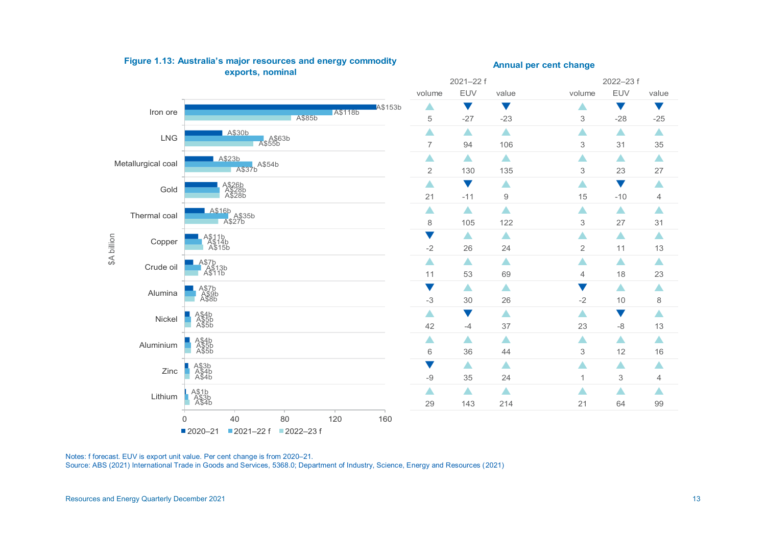**Figure 1.13: Australia's major resources and energy commodity exports, nominal**

$A billion

Iron ore A$153b A$118b A$85b

LNG A$30b A$63b A$55b

Metallurgical coal A$23b A$54b A$37b

Gold A$26b A$28b A$28b

Thermal coal A$16b A$35b A$27b

Copper A$11b A$14b A$15b

Crude oil A$7b A$13b A$11b

Alumina A$7b A$9b A$8b

Nickel A$4b A$5b A$5b

Aluminium A$4b A$5b A$5b

Zinc A$3b A$4b A$4b

Lithium A$1b A$3b A$4b

0 40 80 120 160

2020–21 2021–22 f 2022–23 f

**Annual per cent change**

| | 2021–22 f | | | 2022–23 f | | |
|---|---|---|---|---|---|---|
| | volume | EUV | value | volume | EUV | value |
| Iron ore | 5 | -27 | -23 | 3 | -28 | -25 |
| LNG | 7 | 94 | 106 | 3 | 31 | 35 |
| Metallurgical coal | 2 | 130 | 135 | 3 | 23 | 27 |
| Gold | 21 | -11 | 9 | 15 | -10 | 4 |
| Thermal coal | 8 | 105 | 122 | 3 | 27 | 31 |
| Copper | -2 | 26 | 24 | 2 | 11 | 13 |
| Crude oil | 11 | 53 | 69 | 4 | 18 | 23 |
| Alumina | -3 | 30 | 26 | -2 | 10 | 8 |
| Nickel | 42 | -4 | 37 | 23 | -8 | 13 |
| Aluminium | 6 | 36 | 44 | 3 | 12 | 16 |
| Zinc | -9 | 35 | 24 | 1 | 3 | 4 |
| Lithium | 29 | 143 | 214 | 21 | 64 | 99 |

Notes: f forecast. EUV is export unit value. Per cent change is from 2020–21.
Source: ABS (2021) International Trade in Goods and Services, 5368.0; Department of Industry, Science, Energy and Resources (2021)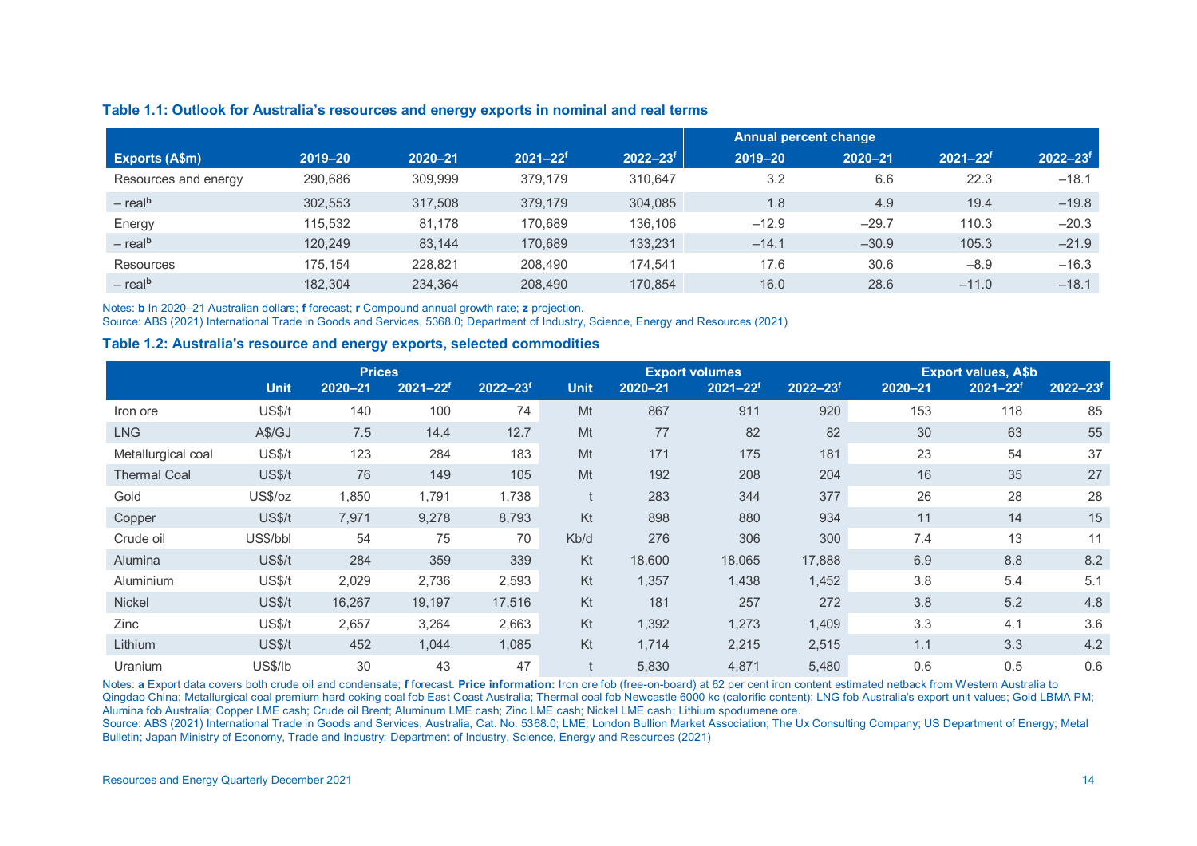**Table 1.1: Outlook for Australia's resources and energy exports in nominal and real terms**

| Exports (A$m) | 2019–20 | 2020–21 | 2021–22[f] | 2022–23[f] | Annual percent change 2019–20 | 2020–21 | 2021–22[f] | 2022–23[f] |
|---|---|---|---|---|---|---|---|---|
| Resources and energy | 290,686 | 309,999 | 379,179 | 310,647 | 3.2 | 6.6 | 22.3 | –18.1 |
| – real[b] | 302,553 | 317,508 | 379,179 | 304,085 | 1.8 | 4.9 | 19.4 | –19.8 |
| Energy | 115,532 | 81,178 | 170,689 | 136,106 | –12.9 | –29.7 | 110.3 | –20.3 |
| – real[b] | 120,249 | 83,144 | 170,689 | 133,231 | –14.1 | –30.9 | 105.3 | –21.9 |
| Resources | 175,154 | 228,821 | 208,490 | 174,541 | 17.6 | 30.6 | –8.9 | –16.3 |
| – real[b] | 182,304 | 234,364 | 208,490 | 170,854 | 16.0 | 28.6 | –11.0 | –18.1 |

Notes: **b** In 2020–21 Australian dollars; **f** forecast; **r** Compound annual growth rate; **z** projection.
Source: ABS (2021) International Trade in Goods and Services, 5368.0; Department of Industry, Science, Energy and Resources (2021)

**Table 1.2: Australia's resource and energy exports, selected commodities**

| | Prices | | | | Export volumes | | | | Export values, A$b | | |
|---|---|---|---|---|---|---|---|---|---|---|---|
| | Unit | 2020–21 | 2021–22[f] | 2022–23[f] | Unit | 2020–21 | 2021–22[f] | 2022–23[f] | 2020–21 | 2021–22[f] | 2022–23[f] |
| Iron ore | US$/t | 140 | 100 | 74 | Mt | 867 | 911 | 920 | 153 | 118 | 85 |
| LNG | A$/GJ | 7.5 | 14.4 | 12.7 | Mt | 77 | 82 | 82 | 30 | 63 | 55 |
| Metallurgical coal | US$/t | 123 | 284 | 183 | Mt | 171 | 175 | 181 | 23 | 54 | 37 |
| Thermal Coal | US$/t | 76 | 149 | 105 | Mt | 192 | 208 | 204 | 16 | 35 | 27 |
| Gold | US$/oz | 1,850 | 1,791 | 1,738 | t | 283 | 344 | 377 | 26 | 28 | 28 |
| Copper | US$/t | 7,971 | 9,278 | 8,793 | Kt | 898 | 880 | 934 | 11 | 14 | 15 |
| Crude oil | US$/bbl | 54 | 75 | 70 | Kb/d | 276 | 306 | 300 | 7.4 | 13 | 11 |
| Alumina | US$/t | 284 | 359 | 339 | Kt | 18,600 | 18,065 | 17,888 | 6.9 | 8.8 | 8.2 |
| Aluminium | US$/t | 2,029 | 2,736 | 2,593 | Kt | 1,357 | 1,438 | 1,452 | 3.8 | 5.4 | 5.1 |
| Nickel | US$/t | 16,267 | 19,197 | 17,516 | Kt | 181 | 257 | 272 | 3.8 | 5.2 | 4.8 |
| Zinc | US$/t | 2,657 | 3,264 | 2,663 | Kt | 1,392 | 1,273 | 1,409 | 3.3 | 4.1 | 3.6 |
| Lithium | US$/t | 452 | 1,044 | 1,085 | Kt | 1,714 | 2,215 | 2,515 | 1.1 | 3.3 | 4.2 |
| Uranium | US$/lb | 30 | 43 | 47 | t | 5,830 | 4,871 | 5,480 | 0.6 | 0.5 | 0.6 |

Notes: **a** Export data covers both crude oil and condensate; **f** forecast. **Price information:** Iron ore fob (free-on-board) at 62 per cent iron content estimated netback from Western Australia to Qingdao China; Metallurgical coal premium hard coking coal fob East Coast Australia; Thermal coal fob Newcastle 6000 kc (calorific content); LNG fob Australia's export unit values; Gold LBMA PM; Alumina fob Australia; Copper LME cash; Crude oil Brent; Aluminum LME cash; Zinc LME cash; Nickel LME cash; Lithium spodumene ore.
Source: ABS (2021) International Trade in Goods and Services, Australia, Cat. No. 5368.0; LME; London Bullion Market Association; The Ux Consulting Company; US Department of Energy; Metal Bulletin; Japan Ministry of Economy, Trade and Industry; Department of Industry, Science, Energy and Resources (2021)